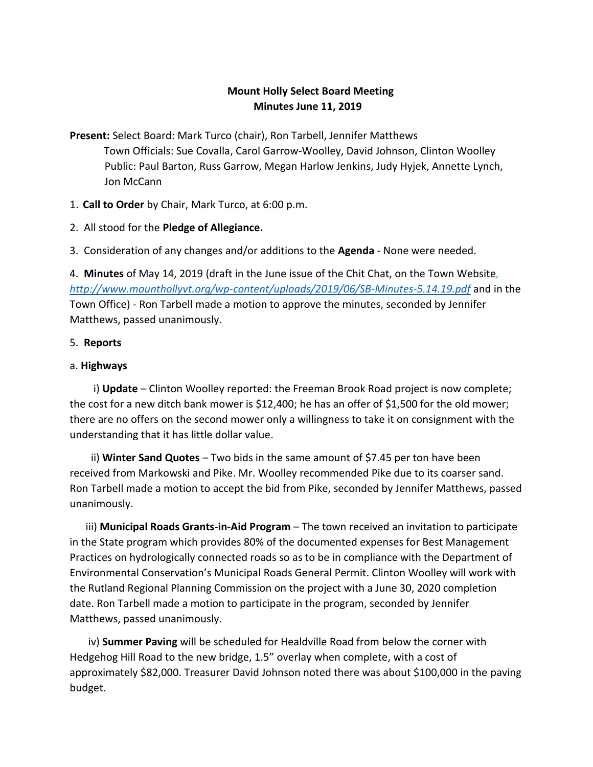# Mount Holly Select Board Meeting
## Minutes June 11, 2019

**Present:** Select Board: Mark Turco (chair), Ron Tarbell, Jennifer Matthews
Town Officials: Sue Covalla, Carol Garrow-Woolley, David Johnson, Clinton Woolley
Public: Paul Barton, Russ Garrow, Megan Harlow Jenkins, Judy Hyjek, Annette Lynch, Jon McCann

1. **Call to Order** by Chair, Mark Turco, at 6:00 p.m.

2. All stood for the **Pledge of Allegiance.**

3. Consideration of any changes and/or additions to the **Agenda** - None were needed.

4. **Minutes** of May 14, 2019 (draft in the June issue of the Chit Chat, on the Town Website, *http://www.mounthollyvt.org/wp-content/uploads/2019/06/SB-Minutes-5.14.19.pdf* and in the Town Office) - Ron Tarbell made a motion to approve the minutes, seconded by Jennifer Matthews, passed unanimously.

5. **Reports**

a. **Highways**

i) **Update** – Clinton Woolley reported: the Freeman Brook Road project is now complete; the cost for a new ditch bank mower is $12,400; he has an offer of $1,500 for the old mower; there are no offers on the second mower only a willingness to take it on consignment with the understanding that it has little dollar value.

ii) **Winter Sand Quotes** – Two bids in the same amount of $7.45 per ton have been received from Markowski and Pike. Mr. Woolley recommended Pike due to its coarser sand. Ron Tarbell made a motion to accept the bid from Pike, seconded by Jennifer Matthews, passed unanimously.

iii) **Municipal Roads Grants-in-Aid Program** – The town received an invitation to participate in the State program which provides 80% of the documented expenses for Best Management Practices on hydrologically connected roads so as to be in compliance with the Department of Environmental Conservation's Municipal Roads General Permit. Clinton Woolley will work with the Rutland Regional Planning Commission on the project with a June 30, 2020 completion date. Ron Tarbell made a motion to participate in the program, seconded by Jennifer Matthews, passed unanimously.

iv) **Summer Paving** will be scheduled for Healdville Road from below the corner with Hedgehog Hill Road to the new bridge, 1.5" overlay when complete, with a cost of approximately $82,000. Treasurer David Johnson noted there was about $100,000 in the paving budget.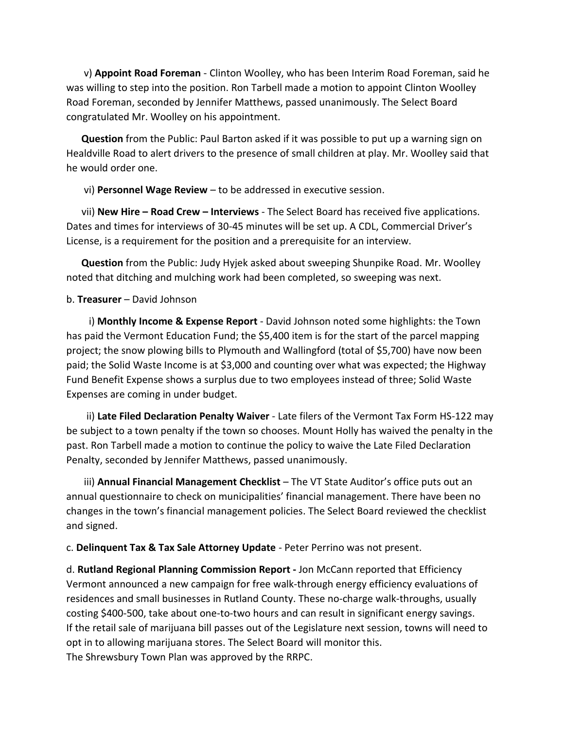v) **Appoint Road Foreman** - Clinton Woolley, who has been Interim Road Foreman, said he was willing to step into the position. Ron Tarbell made a motion to appoint Clinton Woolley Road Foreman, seconded by Jennifer Matthews, passed unanimously. The Select Board congratulated Mr. Woolley on his appointment.

**Question** from the Public: Paul Barton asked if it was possible to put up a warning sign on Healdville Road to alert drivers to the presence of small children at play. Mr. Woolley said that he would order one.

vi) **Personnel Wage Review** – to be addressed in executive session.

vii) **New Hire – Road Crew – Interviews** - The Select Board has received five applications. Dates and times for interviews of 30-45 minutes will be set up. A CDL, Commercial Driver's License, is a requirement for the position and a prerequisite for an interview.

**Question** from the Public: Judy Hyjek asked about sweeping Shunpike Road. Mr. Woolley noted that ditching and mulching work had been completed, so sweeping was next.

b. **Treasurer** – David Johnson

i) **Monthly Income & Expense Report** - David Johnson noted some highlights: the Town has paid the Vermont Education Fund; the $5,400 item is for the start of the parcel mapping project; the snow plowing bills to Plymouth and Wallingford (total of $5,700) have now been paid; the Solid Waste Income is at $3,000 and counting over what was expected; the Highway Fund Benefit Expense shows a surplus due to two employees instead of three; Solid Waste Expenses are coming in under budget.

ii) **Late Filed Declaration Penalty Waiver** - Late filers of the Vermont Tax Form HS-122 may be subject to a town penalty if the town so chooses. Mount Holly has waived the penalty in the past. Ron Tarbell made a motion to continue the policy to waive the Late Filed Declaration Penalty, seconded by Jennifer Matthews, passed unanimously.

iii) **Annual Financial Management Checklist** – The VT State Auditor's office puts out an annual questionnaire to check on municipalities' financial management. There have been no changes in the town's financial management policies. The Select Board reviewed the checklist and signed.

c. **Delinquent Tax & Tax Sale Attorney Update** - Peter Perrino was not present.

d. **Rutland Regional Planning Commission Report -** Jon McCann reported that Efficiency Vermont announced a new campaign for free walk-through energy efficiency evaluations of residences and small businesses in Rutland County. These no-charge walk-throughs, usually costing $400-500, take about one-to-two hours and can result in significant energy savings. If the retail sale of marijuana bill passes out of the Legislature next session, towns will need to opt in to allowing marijuana stores. The Select Board will monitor this.
The Shrewsbury Town Plan was approved by the RRPC.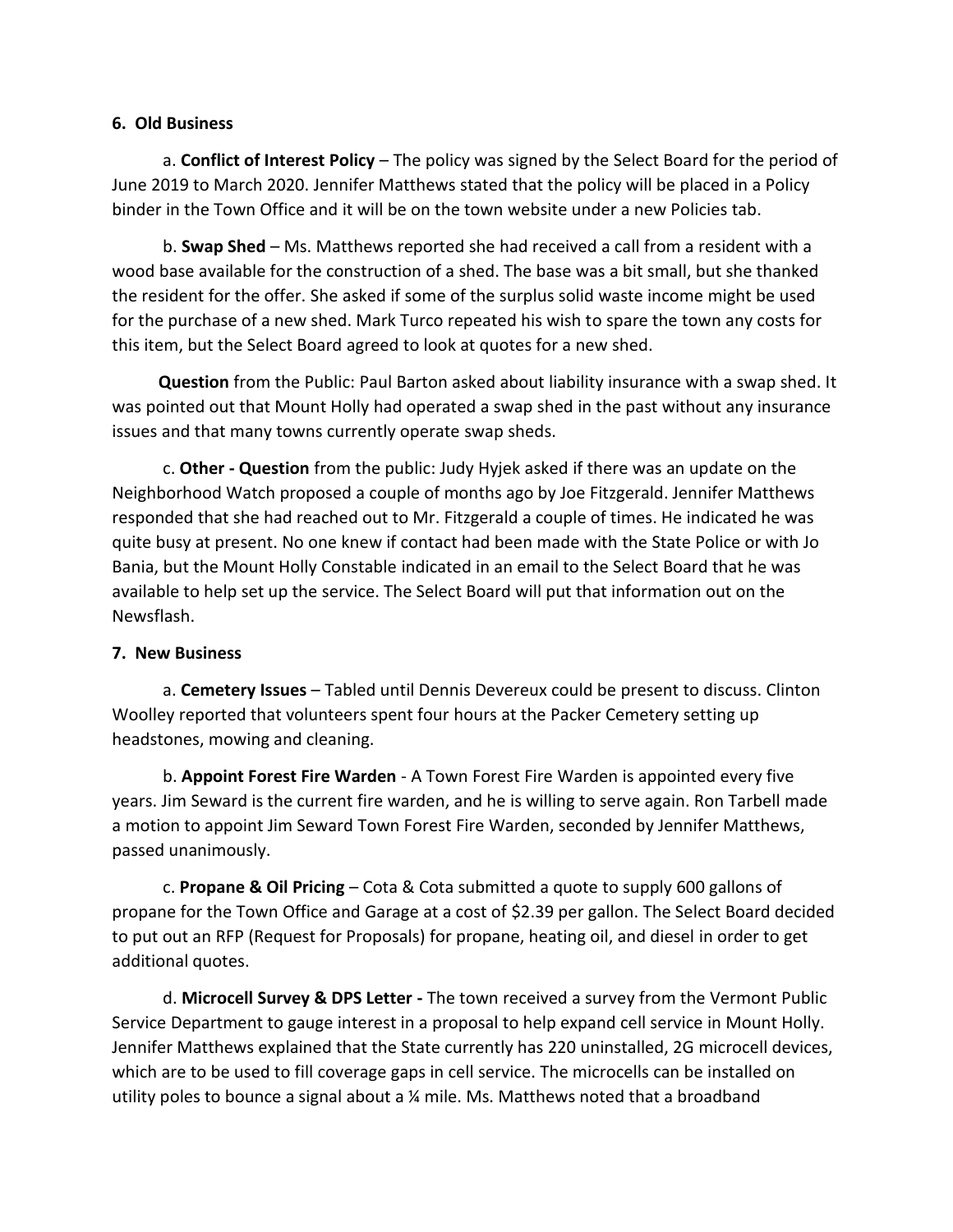**6. Old Business**

a. **Conflict of Interest Policy** – The policy was signed by the Select Board for the period of June 2019 to March 2020. Jennifer Matthews stated that the policy will be placed in a Policy binder in the Town Office and it will be on the town website under a new Policies tab.

b. **Swap Shed** – Ms. Matthews reported she had received a call from a resident with a wood base available for the construction of a shed. The base was a bit small, but she thanked the resident for the offer. She asked if some of the surplus solid waste income might be used for the purchase of a new shed. Mark Turco repeated his wish to spare the town any costs for this item, but the Select Board agreed to look at quotes for a new shed.

**Question** from the Public: Paul Barton asked about liability insurance with a swap shed. It was pointed out that Mount Holly had operated a swap shed in the past without any insurance issues and that many towns currently operate swap sheds.

c. **Other - Question** from the public: Judy Hyjek asked if there was an update on the Neighborhood Watch proposed a couple of months ago by Joe Fitzgerald. Jennifer Matthews responded that she had reached out to Mr. Fitzgerald a couple of times. He indicated he was quite busy at present. No one knew if contact had been made with the State Police or with Jo Bania, but the Mount Holly Constable indicated in an email to the Select Board that he was available to help set up the service. The Select Board will put that information out on the Newsflash.

**7. New Business**

a. **Cemetery Issues** – Tabled until Dennis Devereux could be present to discuss. Clinton Woolley reported that volunteers spent four hours at the Packer Cemetery setting up headstones, mowing and cleaning.

b. **Appoint Forest Fire Warden** - A Town Forest Fire Warden is appointed every five years. Jim Seward is the current fire warden, and he is willing to serve again. Ron Tarbell made a motion to appoint Jim Seward Town Forest Fire Warden, seconded by Jennifer Matthews, passed unanimously.

c. **Propane & Oil Pricing** – Cota & Cota submitted a quote to supply 600 gallons of propane for the Town Office and Garage at a cost of $2.39 per gallon. The Select Board decided to put out an RFP (Request for Proposals) for propane, heating oil, and diesel in order to get additional quotes.

d. **Microcell Survey & DPS Letter -** The town received a survey from the Vermont Public Service Department to gauge interest in a proposal to help expand cell service in Mount Holly. Jennifer Matthews explained that the State currently has 220 uninstalled, 2G microcell devices, which are to be used to fill coverage gaps in cell service. The microcells can be installed on utility poles to bounce a signal about a ¼ mile. Ms. Matthews noted that a broadband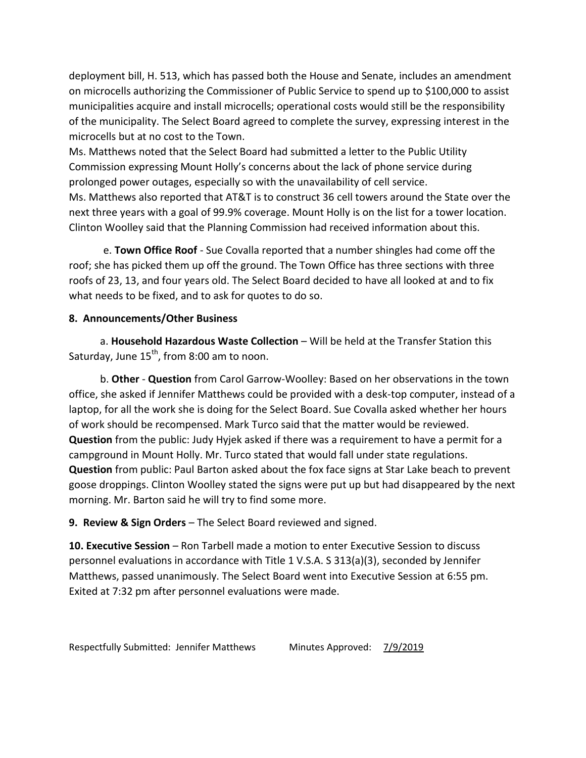deployment bill, H. 513, which has passed both the House and Senate, includes an amendment on microcells authorizing the Commissioner of Public Service to spend up to $100,000 to assist municipalities acquire and install microcells; operational costs would still be the responsibility of the municipality. The Select Board agreed to complete the survey, expressing interest in the microcells but at no cost to the Town.

Ms. Matthews noted that the Select Board had submitted a letter to the Public Utility Commission expressing Mount Holly's concerns about the lack of phone service during prolonged power outages, especially so with the unavailability of cell service.

Ms. Matthews also reported that AT&T is to construct 36 cell towers around the State over the next three years with a goal of 99.9% coverage. Mount Holly is on the list for a tower location. Clinton Woolley said that the Planning Commission had received information about this.

e. **Town Office Roof** - Sue Covalla reported that a number shingles had come off the roof; she has picked them up off the ground. The Town Office has three sections with three roofs of 23, 13, and four years old. The Select Board decided to have all looked at and to fix what needs to be fixed, and to ask for quotes to do so.

**8. Announcements/Other Business**

a. **Household Hazardous Waste Collection** – Will be held at the Transfer Station this Saturday, June 15th, from 8:00 am to noon.

b. **Other** - **Question** from Carol Garrow-Woolley: Based on her observations in the town office, she asked if Jennifer Matthews could be provided with a desk-top computer, instead of a laptop, for all the work she is doing for the Select Board. Sue Covalla asked whether her hours of work should be recompensed. Mark Turco said that the matter would be reviewed.
**Question** from the public: Judy Hyjek asked if there was a requirement to have a permit for a campground in Mount Holly. Mr. Turco stated that would fall under state regulations.
**Question** from public: Paul Barton asked about the fox face signs at Star Lake beach to prevent goose droppings. Clinton Woolley stated the signs were put up but had disappeared by the next morning. Mr. Barton said he will try to find some more.

**9. Review & Sign Orders** – The Select Board reviewed and signed.

**10. Executive Session** – Ron Tarbell made a motion to enter Executive Session to discuss personnel evaluations in accordance with Title 1 V.S.A. S 313(a)(3), seconded by Jennifer Matthews, passed unanimously. The Select Board went into Executive Session at 6:55 pm. Exited at 7:32 pm after personnel evaluations were made.

Respectfully Submitted: Jennifer Matthews Minutes Approved: 7/9/2019